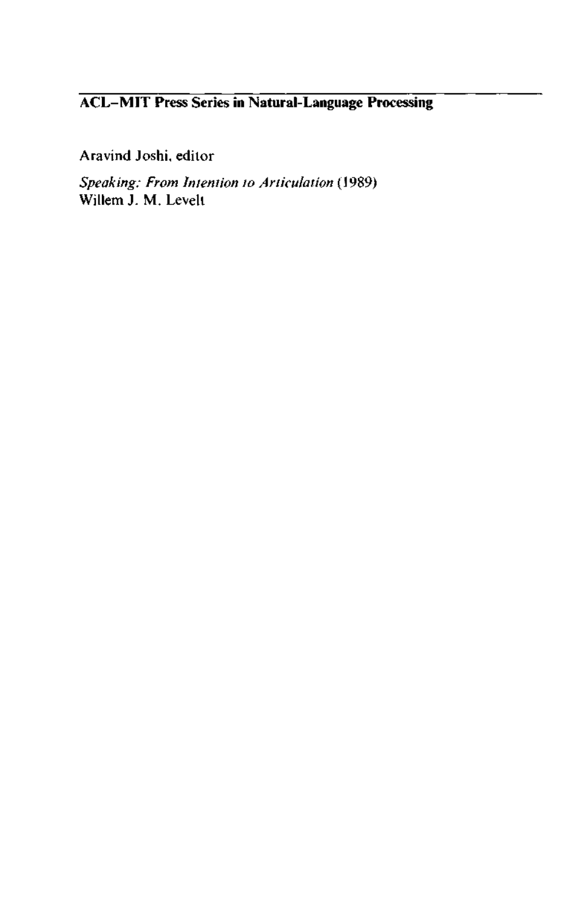**ACL–MIT Press Series in Natural-Language Processing**

Aravind Joshi, editor

*Speaking: From Intention to Articulation* (1989)
Willem J. M. Levelt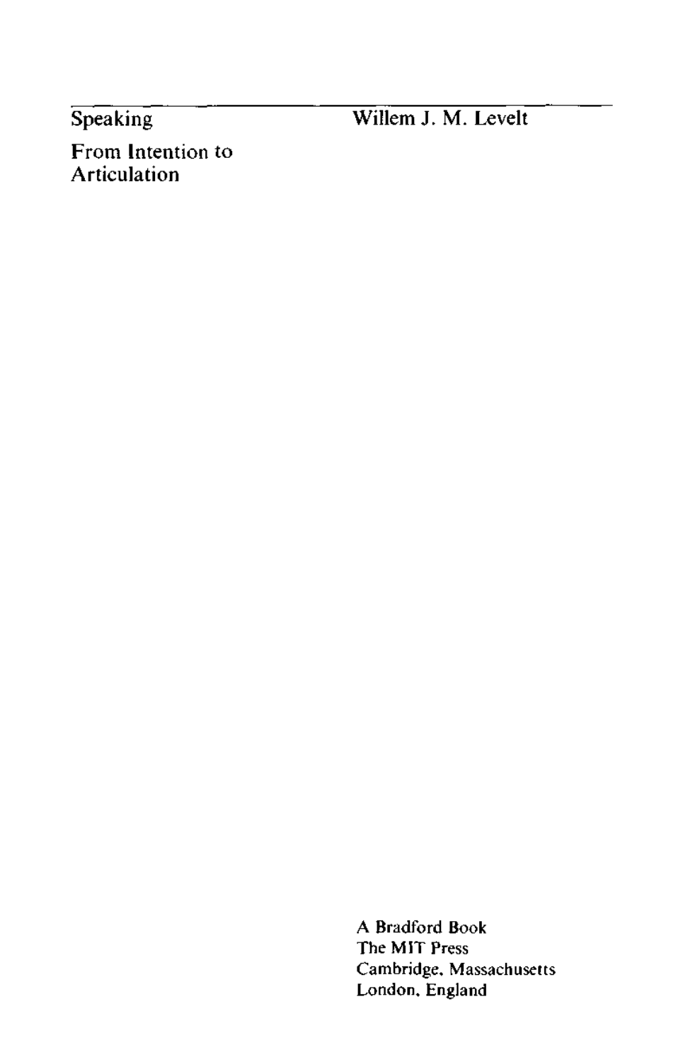# Speaking

## From Intention to Articulation

Willem J. M. Levelt

A Bradford Book
The MIT Press
Cambridge, Massachusetts
London, England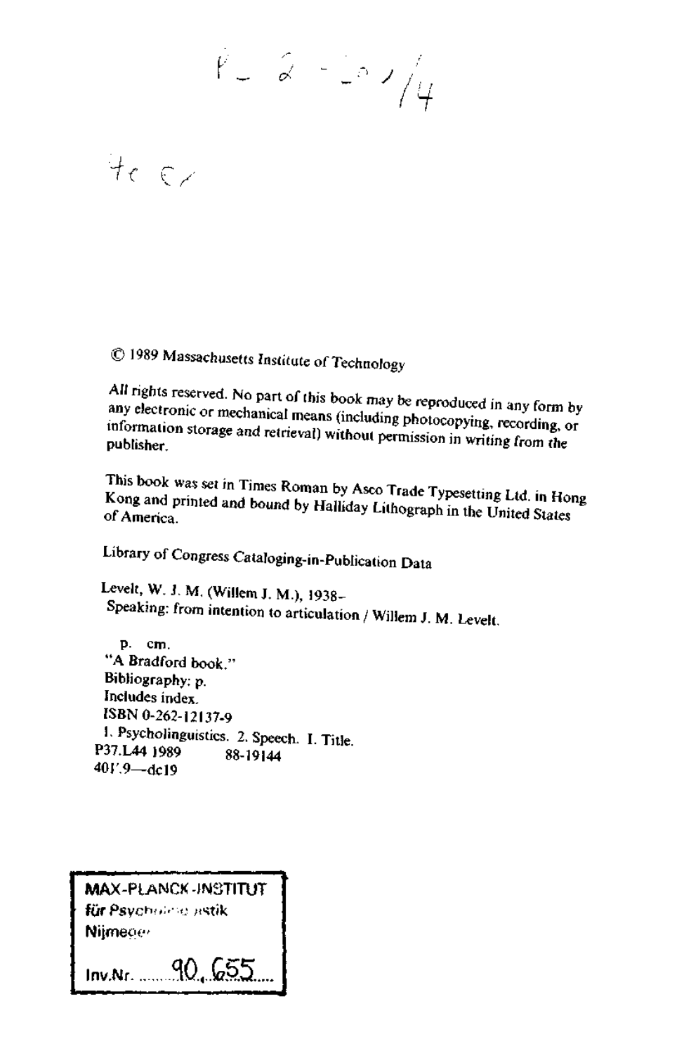P_2-20/4

4e Ex

© 1989 Massachusetts Institute of Technology

All rights reserved. No part of this book may be reproduced in any form by any electronic or mechanical means (including photocopying, recording, or information storage and retrieval) without permission in writing from the publisher.

This book was set in Times Roman by Asco Trade Typesetting Ltd. in Hong Kong and printed and bound by Halliday Lithograph in the United States of America.

Library of Congress Cataloging-in-Publication Data

Levelt, W. J. M. (Willem J. M.), 1938–
Speaking: from intention to articulation / Willem J. M. Levelt.

p. cm.
"A Bradford book."
Bibliography: p.
Includes index.
ISBN 0-262-12137-9
1. Psycholinguistics. 2. Speech. I. Title.
P37.L44 1989 88-19144
401'.9—dc19

MAX-PLANCK-INSTITUT
für Psycholinguistik
Nijmegen

Inv.Nr. 90.655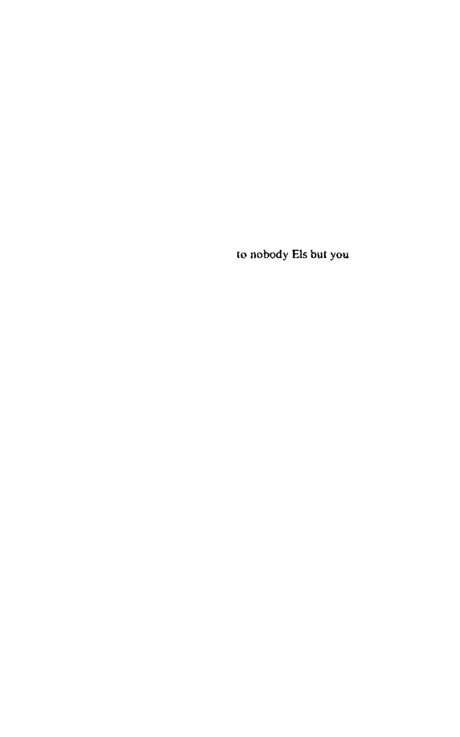to nobody Els but you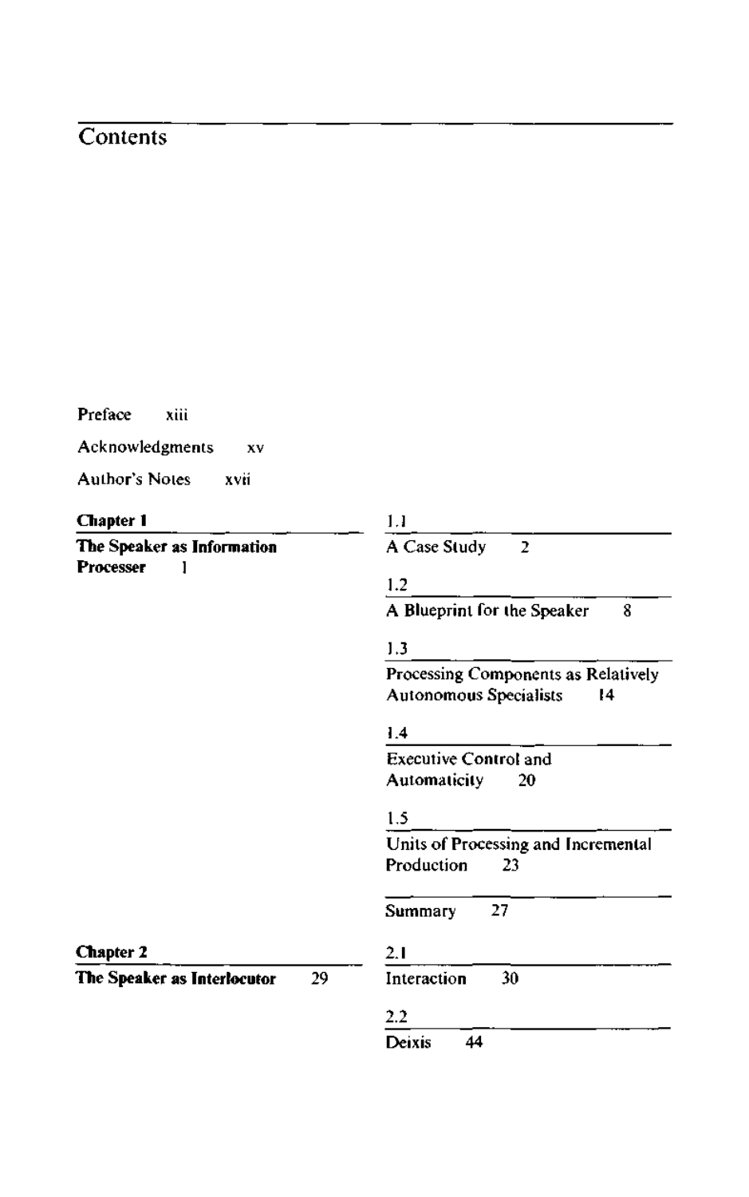# Contents

Preface xiii

Acknowledgments xv

Author's Notes xvii

## Chapter 1

**The Speaker as Information Processer 1**

1.1 A Case Study 2

1.2 A Blueprint for the Speaker 8

1.3 Processing Components as Relatively Autonomous Specialists 14

1.4 Executive Control and Automaticity 20

1.5 Units of Processing and Incremental Production 23

Summary 27

## Chapter 2

**The Speaker as Interlocutor 29**

2.1 Interaction 30

2.2 Deixis 44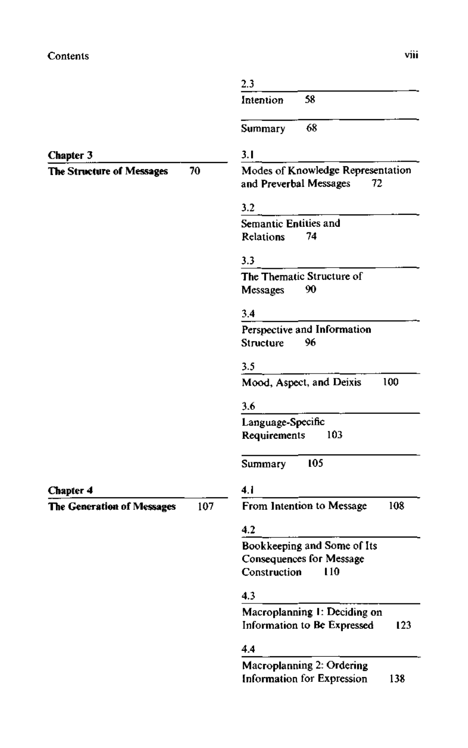2.3
Intention 58

Summary 68

**Chapter 3**

**The Structure of Messages 70**

3.1
Modes of Knowledge Representation and Preverbal Messages 72

3.2
Semantic Entities and Relations 74

3.3
The Thematic Structure of Messages 90

3.4
Perspective and Information Structure 96

3.5
Mood, Aspect, and Deixis 100

3.6
Language-Specific Requirements 103

Summary 105

**Chapter 4**

**The Generation of Messages 107**

4.1
From Intention to Message 108

4.2
Bookkeeping and Some of Its Consequences for Message Construction 110

4.3
Macroplanning 1: Deciding on Information to Be Expressed 123

4.4
Macroplanning 2: Ordering Information for Expression 138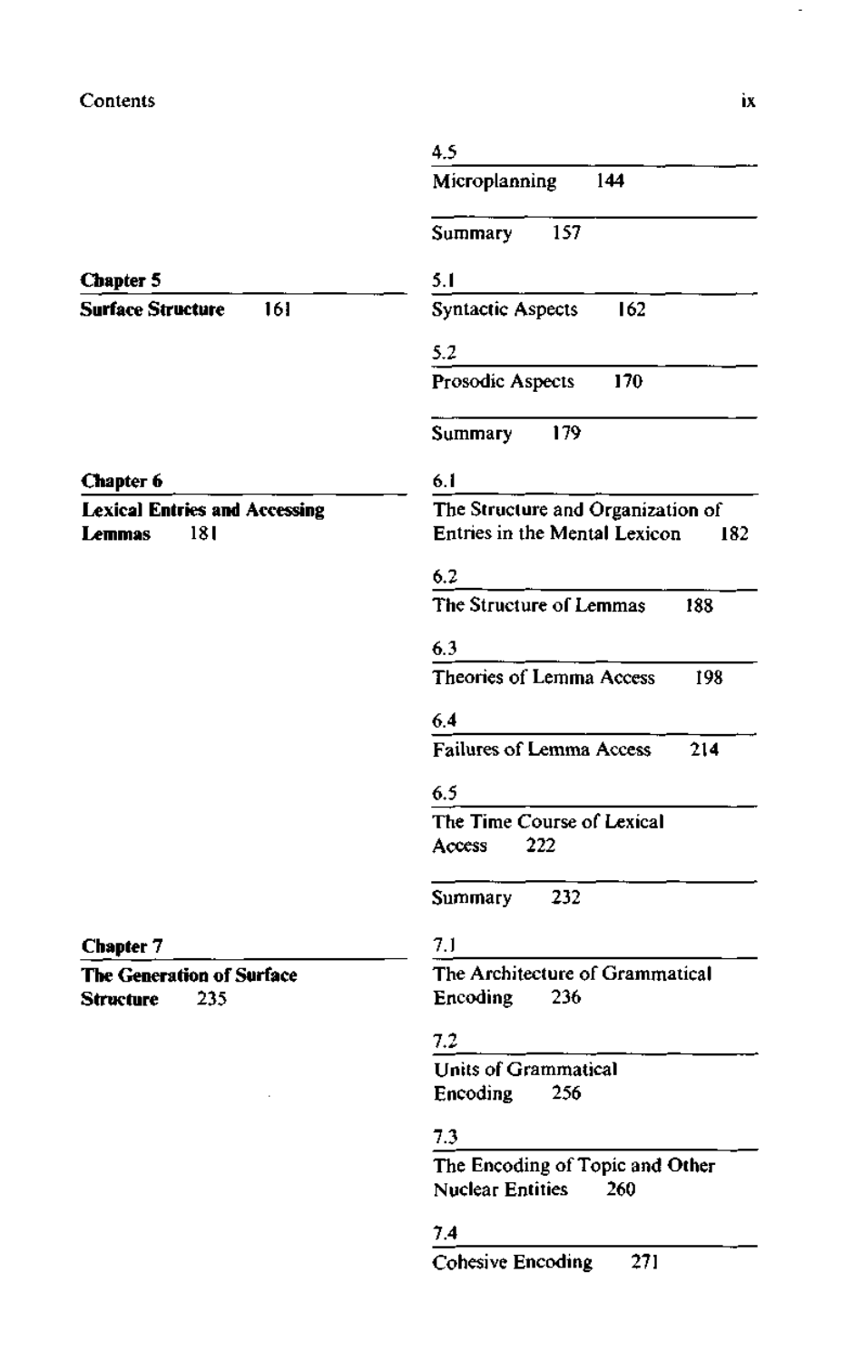4.5
Microplanning 144

Summary 157

**Chapter 5**
**Surface Structure 161**

5.1
Syntactic Aspects 162

5.2
Prosodic Aspects 170

Summary 179

**Chapter 6**
**Lexical Entries and Accessing Lemmas 181**

6.1
The Structure and Organization of Entries in the Mental Lexicon 182

6.2
The Structure of Lemmas 188

6.3
Theories of Lemma Access 198

6.4
Failures of Lemma Access 214

6.5
The Time Course of Lexical Access 222

Summary 232

**Chapter 7**
**The Generation of Surface Structure 235**

7.1
The Architecture of Grammatical Encoding 236

7.2
Units of Grammatical Encoding 256

7.3
The Encoding of Topic and Other Nuclear Entities 260

7.4
Cohesive Encoding 271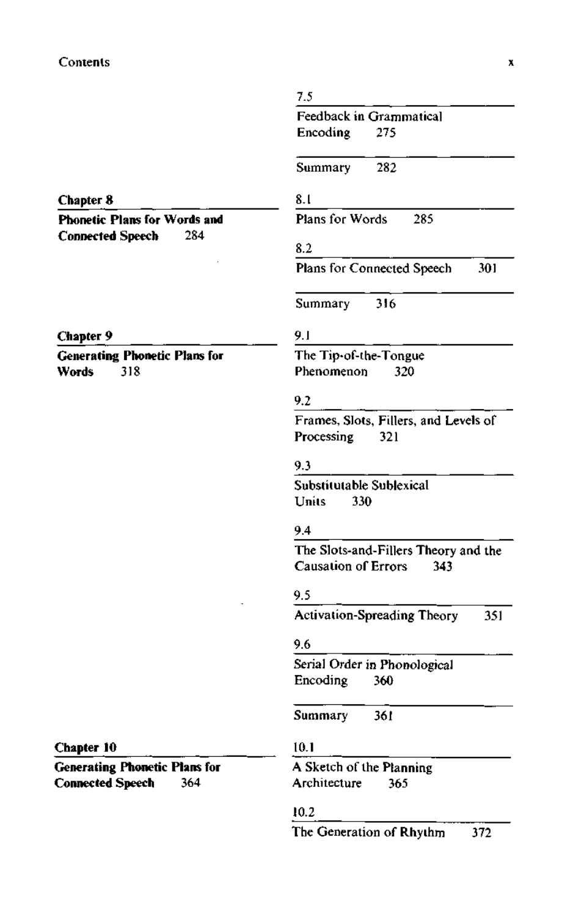7.5

Feedback in Grammatical Encoding 275

Summary 282

**Chapter 8**

**Phonetic Plans for Words and Connected Speech** 284

8.1

Plans for Words 285

8.2

Plans for Connected Speech 301

Summary 316

**Chapter 9**

**Generating Phonetic Plans for Words** 318

9.1

The Tip-of-the-Tongue Phenomenon 320

9.2

Frames, Slots, Fillers, and Levels of Processing 321

9.3

Substitutable Sublexical Units 330

9.4

The Slots-and-Fillers Theory and the Causation of Errors 343

9.5

Activation-Spreading Theory 351

9.6

Serial Order in Phonological Encoding 360

Summary 361

**Chapter 10**

**Generating Phonetic Plans for Connected Speech** 364

10.1

A Sketch of the Planning Architecture 365

10.2

The Generation of Rhythm 372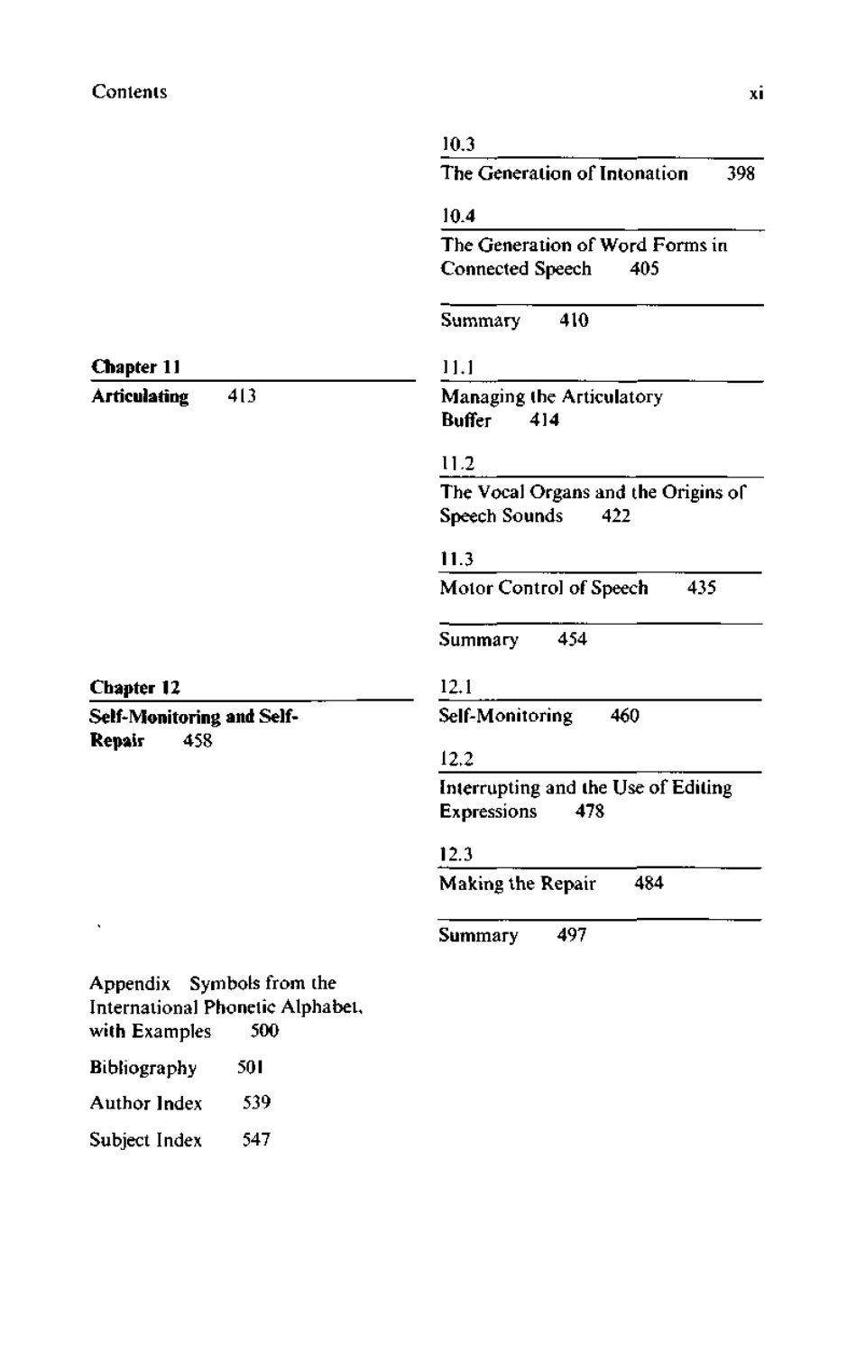10.3 The Generation of Intonation 398

10.4 The Generation of Word Forms in Connected Speech 405

Summary 410

**Chapter 11**

**Articulating** 413

11.1 Managing the Articulatory Buffer 414

11.2 The Vocal Organs and the Origins of Speech Sounds 422

11.3 Motor Control of Speech 435

Summary 454

**Chapter 12**

**Self-Monitoring and Self-Repair** 458

12.1 Self-Monitoring 460

12.2 Interrupting and the Use of Editing Expressions 478

12.3 Making the Repair 484

Summary 497

Appendix Symbols from the International Phonetic Alphabet, with Examples 500

Bibliography 501

Author Index 539

Subject Index 547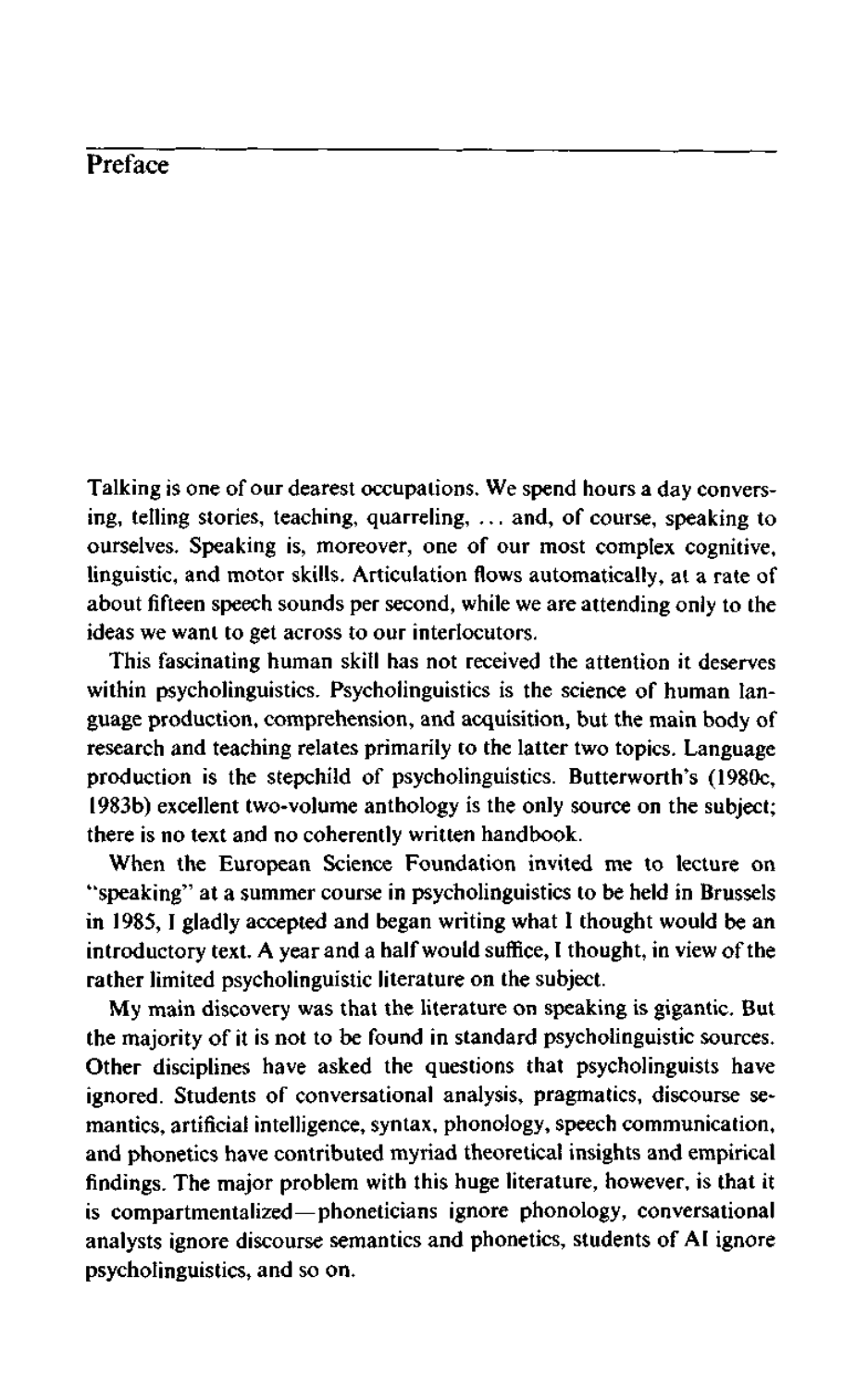# Preface

Talking is one of our dearest occupations. We spend hours a day conversing, telling stories, teaching, quarreling, ... and, of course, speaking to ourselves. Speaking is, moreover, one of our most complex cognitive, linguistic, and motor skills. Articulation flows automatically, at a rate of about fifteen speech sounds per second, while we are attending only to the ideas we want to get across to our interlocutors.

This fascinating human skill has not received the attention it deserves within psycholinguistics. Psycholinguistics is the science of human language production, comprehension, and acquisition, but the main body of research and teaching relates primarily to the latter two topics. Language production is the stepchild of psycholinguistics. Butterworth's (1980c, 1983b) excellent two-volume anthology is the only source on the subject; there is no text and no coherently written handbook.

When the European Science Foundation invited me to lecture on "speaking" at a summer course in psycholinguistics to be held in Brussels in 1985, I gladly accepted and began writing what I thought would be an introductory text. A year and a half would suffice, I thought, in view of the rather limited psycholinguistic literature on the subject.

My main discovery was that the literature on speaking is gigantic. But the majority of it is not to be found in standard psycholinguistic sources. Other disciplines have asked the questions that psycholinguists have ignored. Students of conversational analysis, pragmatics, discourse semantics, artificial intelligence, syntax, phonology, speech communication, and phonetics have contributed myriad theoretical insights and empirical findings. The major problem with this huge literature, however, is that it is compartmentalized—phoneticians ignore phonology, conversational analysts ignore discourse semantics and phonetics, students of AI ignore psycholinguistics, and so on.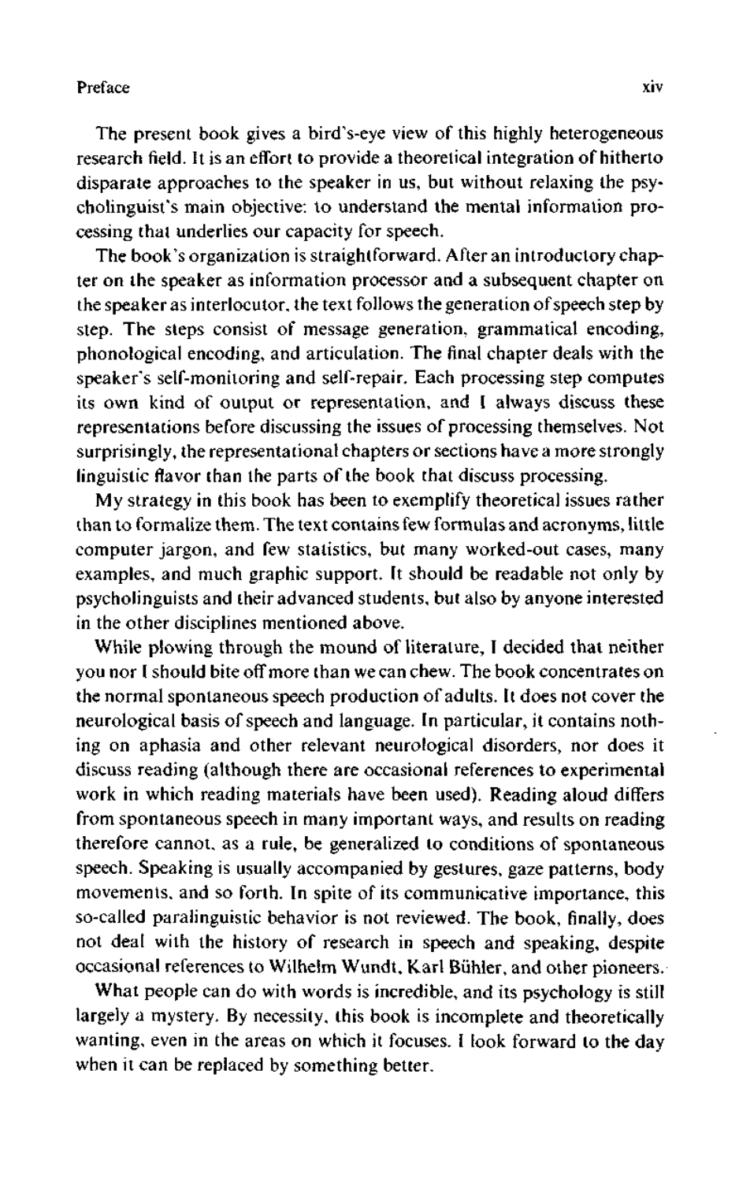The present book gives a bird's-eye view of this highly heterogeneous research field. It is an effort to provide a theoretical integration of hitherto disparate approaches to the speaker in us, but without relaxing the psycholinguist's main objective: to understand the mental information processing that underlies our capacity for speech.

The book's organization is straightforward. After an introductory chapter on the speaker as information processor and a subsequent chapter on the speaker as interlocutor, the text follows the generation of speech step by step. The steps consist of message generation, grammatical encoding, phonological encoding, and articulation. The final chapter deals with the speaker's self-monitoring and self-repair. Each processing step computes its own kind of output or representation, and I always discuss these representations before discussing the issues of processing themselves. Not surprisingly, the representational chapters or sections have a more strongly linguistic flavor than the parts of the book that discuss processing.

My strategy in this book has been to exemplify theoretical issues rather than to formalize them. The text contains few formulas and acronyms, little computer jargon, and few statistics, but many worked-out cases, many examples, and much graphic support. It should be readable not only by psycholinguists and their advanced students, but also by anyone interested in the other disciplines mentioned above.

While plowing through the mound of literature, I decided that neither you nor I should bite off more than we can chew. The book concentrates on the normal spontaneous speech production of adults. It does not cover the neurological basis of speech and language. In particular, it contains nothing on aphasia and other relevant neurological disorders, nor does it discuss reading (although there are occasional references to experimental work in which reading materials have been used). Reading aloud differs from spontaneous speech in many important ways, and results on reading therefore cannot, as a rule, be generalized to conditions of spontaneous speech. Speaking is usually accompanied by gestures, gaze patterns, body movements, and so forth. In spite of its communicative importance, this so-called paralinguistic behavior is not reviewed. The book, finally, does not deal with the history of research in speech and speaking, despite occasional references to Wilhelm Wundt, Karl Bühler, and other pioneers.

What people can do with words is incredible, and its psychology is still largely a mystery. By necessity, this book is incomplete and theoretically wanting, even in the areas on which it focuses. I look forward to the day when it can be replaced by something better.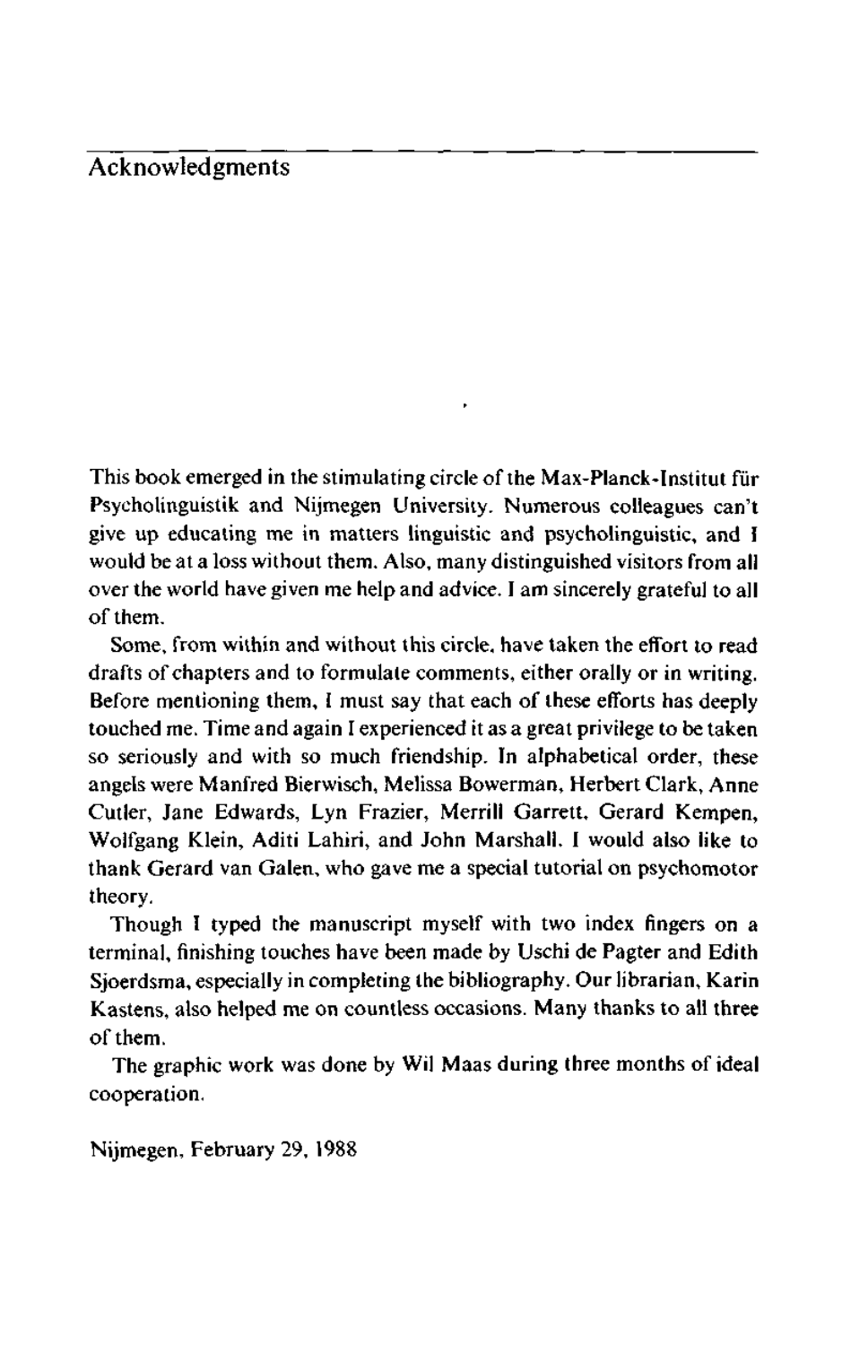# Acknowledgments

This book emerged in the stimulating circle of the Max-Planck-Institut für Psycholinguistik and Nijmegen University. Numerous colleagues can't give up educating me in matters linguistic and psycholinguistic, and I would be at a loss without them. Also, many distinguished visitors from all over the world have given me help and advice. I am sincerely grateful to all of them.

Some, from within and without this circle, have taken the effort to read drafts of chapters and to formulate comments, either orally or in writing. Before mentioning them, I must say that each of these efforts has deeply touched me. Time and again I experienced it as a great privilege to be taken so seriously and with so much friendship. In alphabetical order, these angels were Manfred Bierwisch, Melissa Bowerman, Herbert Clark, Anne Cutler, Jane Edwards, Lyn Frazier, Merrill Garrett, Gerard Kempen, Wolfgang Klein, Aditi Lahiri, and John Marshall. I would also like to thank Gerard van Galen, who gave me a special tutorial on psychomotor theory.

Though I typed the manuscript myself with two index fingers on a terminal, finishing touches have been made by Uschi de Pagter and Edith Sjoerdsma, especially in completing the bibliography. Our librarian, Karin Kastens, also helped me on countless occasions. Many thanks to all three of them.

The graphic work was done by Wil Maas during three months of ideal cooperation.

Nijmegen, February 29, 1988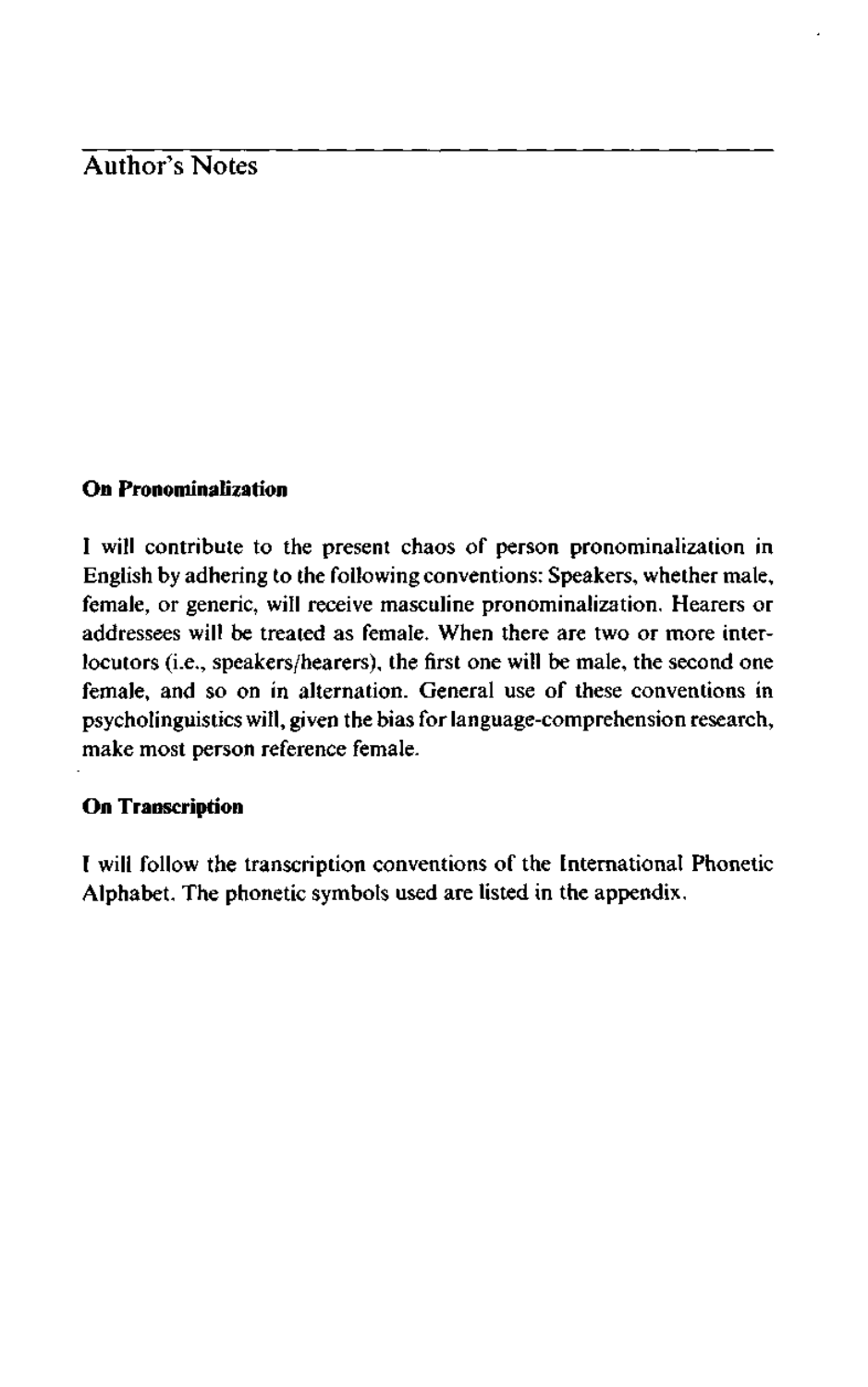# Author's Notes

### On Pronominalization

I will contribute to the present chaos of person pronominalization in English by adhering to the following conventions: Speakers, whether male, female, or generic, will receive masculine pronominalization. Hearers or addressees will be treated as female. When there are two or more interlocutors (i.e., speakers/hearers), the first one will be male, the second one female, and so on in alternation. General use of these conventions in psycholinguistics will, given the bias for language-comprehension research, make most person reference female.

### On Transcription

I will follow the transcription conventions of the International Phonetic Alphabet. The phonetic symbols used are listed in the appendix.